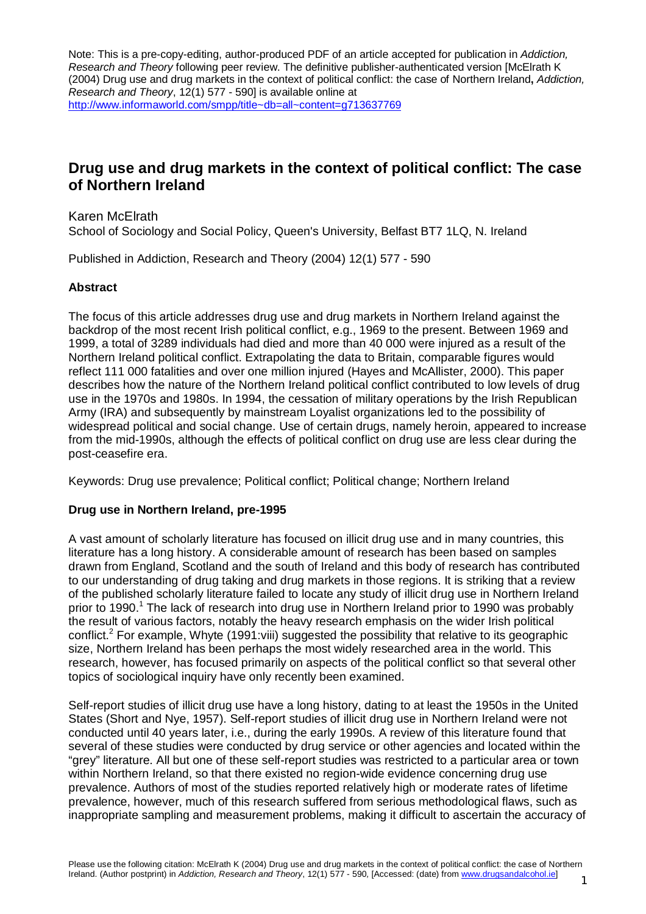Note: This is a pre-copy-editing, author-produced PDF of an article accepted for publication in *Addiction, Research and Theory* following peer review. The definitive publisher-authenticated version [McElrath K (2004) Drug use and drug markets in the context of political conflict: the case of Northern Ireland**,** *Addiction, Research and Theory*, 12(1) 577 - 590] is available online at http://www.informaworld.com/smpp/title~db=all~content=g713637769

# Drug use and drug markets in the context of political conflict: The case of Northern Ireland

Karen McElrath

School of Sociology and Social Policy, Queen's University, Belfast BT7 1LQ, N. Ireland

Published in Addiction, Research and Theory (2004) 12(1) 577 - 590

### Abstract

The focus of this article addresses drug use and drug markets in Northern Ireland against the backdrop of the most recent Irish political conflict, e.g., 1969 to the present. Between 1969 and 1999, a total of 3289 individuals had died and more than 40 000 were injured as a result of the Northern Ireland political conflict. Extrapolating the data to Britain, comparable figures would reflect 111 000 fatalities and over one million injured (Hayes and McAllister, 2000). This paper describes how the nature of the Northern Ireland political conflict contributed to low levels of drug use in the 1970s and 1980s. In 1994, the cessation of military operations by the Irish Republican Army (IRA) and subsequently by mainstream Loyalist organizations led to the possibility of widespread political and social change. Use of certain drugs, namely heroin, appeared to increase from the mid-1990s, although the effects of political conflict on drug use are less clear during the post-ceasefire era.

Keywords: Drug use prevalence; Political conflict; Political change; Northern Ireland

### Drug use in Northern Ireland, pre-1995

A vast amount of scholarly literature has focused on illicit drug use and in many countries, this literature has a long history. A considerable amount of research has been based on samples drawn from England, Scotland and the south of Ireland and this body of research has contributed to our understanding of drug taking and drug markets in those regions. It is striking that a review of the published scholarly literature failed to locate any study of illicit drug use in Northern Ireland prior to 1990.[1] The lack of research into drug use in Northern Ireland prior to 1990 was probably the result of various factors, notably the heavy research emphasis on the wider Irish political conflict.[2] For example, Whyte (1991:viii) suggested the possibility that relative to its geographic size, Northern Ireland has been perhaps the most widely researched area in the world. This research, however, has focused primarily on aspects of the political conflict so that several other topics of sociological inquiry have only recently been examined.

Self-report studies of illicit drug use have a long history, dating to at least the 1950s in the United States (Short and Nye, 1957). Self-report studies of illicit drug use in Northern Ireland were not conducted until 40 years later, i.e., during the early 1990s. A review of this literature found that several of these studies were conducted by drug service or other agencies and located within the "grey" literature. All but one of these self-report studies was restricted to a particular area or town within Northern Ireland, so that there existed no region-wide evidence concerning drug use prevalence. Authors of most of the studies reported relatively high or moderate rates of lifetime prevalence, however, much of this research suffered from serious methodological flaws, such as inappropriate sampling and measurement problems, making it difficult to ascertain the accuracy of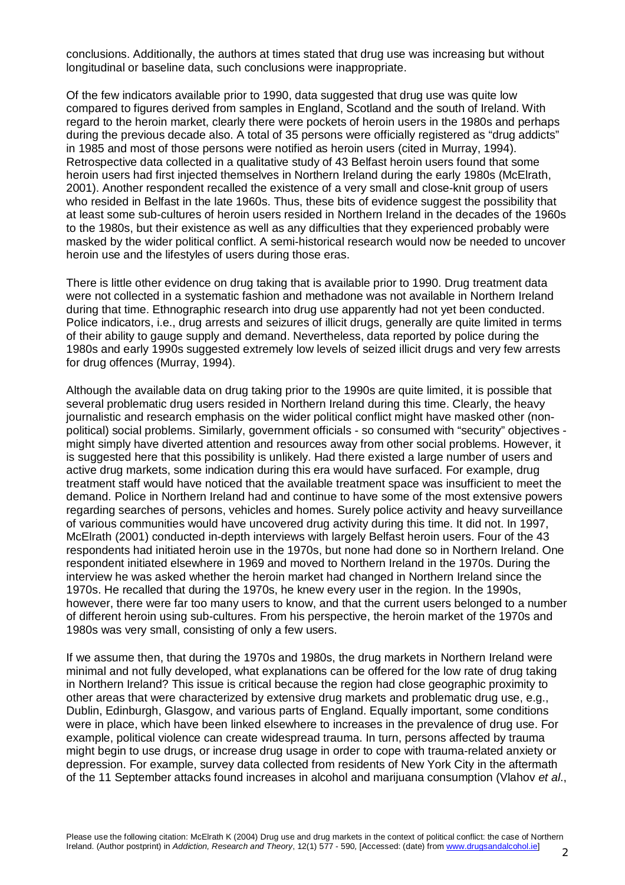conclusions. Additionally, the authors at times stated that drug use was increasing but without longitudinal or baseline data, such conclusions were inappropriate.

Of the few indicators available prior to 1990, data suggested that drug use was quite low compared to figures derived from samples in England, Scotland and the south of Ireland. With regard to the heroin market, clearly there were pockets of heroin users in the 1980s and perhaps during the previous decade also. A total of 35 persons were officially registered as "drug addicts" in 1985 and most of those persons were notified as heroin users (cited in Murray, 1994). Retrospective data collected in a qualitative study of 43 Belfast heroin users found that some heroin users had first injected themselves in Northern Ireland during the early 1980s (McElrath, 2001). Another respondent recalled the existence of a very small and close-knit group of users who resided in Belfast in the late 1960s. Thus, these bits of evidence suggest the possibility that at least some sub-cultures of heroin users resided in Northern Ireland in the decades of the 1960s to the 1980s, but their existence as well as any difficulties that they experienced probably were masked by the wider political conflict. A semi-historical research would now be needed to uncover heroin use and the lifestyles of users during those eras.

There is little other evidence on drug taking that is available prior to 1990. Drug treatment data were not collected in a systematic fashion and methadone was not available in Northern Ireland during that time. Ethnographic research into drug use apparently had not yet been conducted. Police indicators, i.e., drug arrests and seizures of illicit drugs, generally are quite limited in terms of their ability to gauge supply and demand. Nevertheless, data reported by police during the 1980s and early 1990s suggested extremely low levels of seized illicit drugs and very few arrests for drug offences (Murray, 1994).

Although the available data on drug taking prior to the 1990s are quite limited, it is possible that several problematic drug users resided in Northern Ireland during this time. Clearly, the heavy journalistic and research emphasis on the wider political conflict might have masked other (non-political) social problems. Similarly, government officials - so consumed with "security" objectives - might simply have diverted attention and resources away from other social problems. However, it is suggested here that this possibility is unlikely. Had there existed a large number of users and active drug markets, some indication during this era would have surfaced. For example, drug treatment staff would have noticed that the available treatment space was insufficient to meet the demand. Police in Northern Ireland had and continue to have some of the most extensive powers regarding searches of persons, vehicles and homes. Surely police activity and heavy surveillance of various communities would have uncovered drug activity during this time. It did not. In 1997, McElrath (2001) conducted in-depth interviews with largely Belfast heroin users. Four of the 43 respondents had initiated heroin use in the 1970s, but none had done so in Northern Ireland. One respondent initiated elsewhere in 1969 and moved to Northern Ireland in the 1970s. During the interview he was asked whether the heroin market had changed in Northern Ireland since the 1970s. He recalled that during the 1970s, he knew every user in the region. In the 1990s, however, there were far too many users to know, and that the current users belonged to a number of different heroin using sub-cultures. From his perspective, the heroin market of the 1970s and 1980s was very small, consisting of only a few users.

If we assume then, that during the 1970s and 1980s, the drug markets in Northern Ireland were minimal and not fully developed, what explanations can be offered for the low rate of drug taking in Northern Ireland? This issue is critical because the region had close geographic proximity to other areas that were characterized by extensive drug markets and problematic drug use, e.g., Dublin, Edinburgh, Glasgow, and various parts of England. Equally important, some conditions were in place, which have been linked elsewhere to increases in the prevalence of drug use. For example, political violence can create widespread trauma. In turn, persons affected by trauma might begin to use drugs, or increase drug usage in order to cope with trauma-related anxiety or depression. For example, survey data collected from residents of New York City in the aftermath of the 11 September attacks found increases in alcohol and marijuana consumption (Vlahov *et al*.,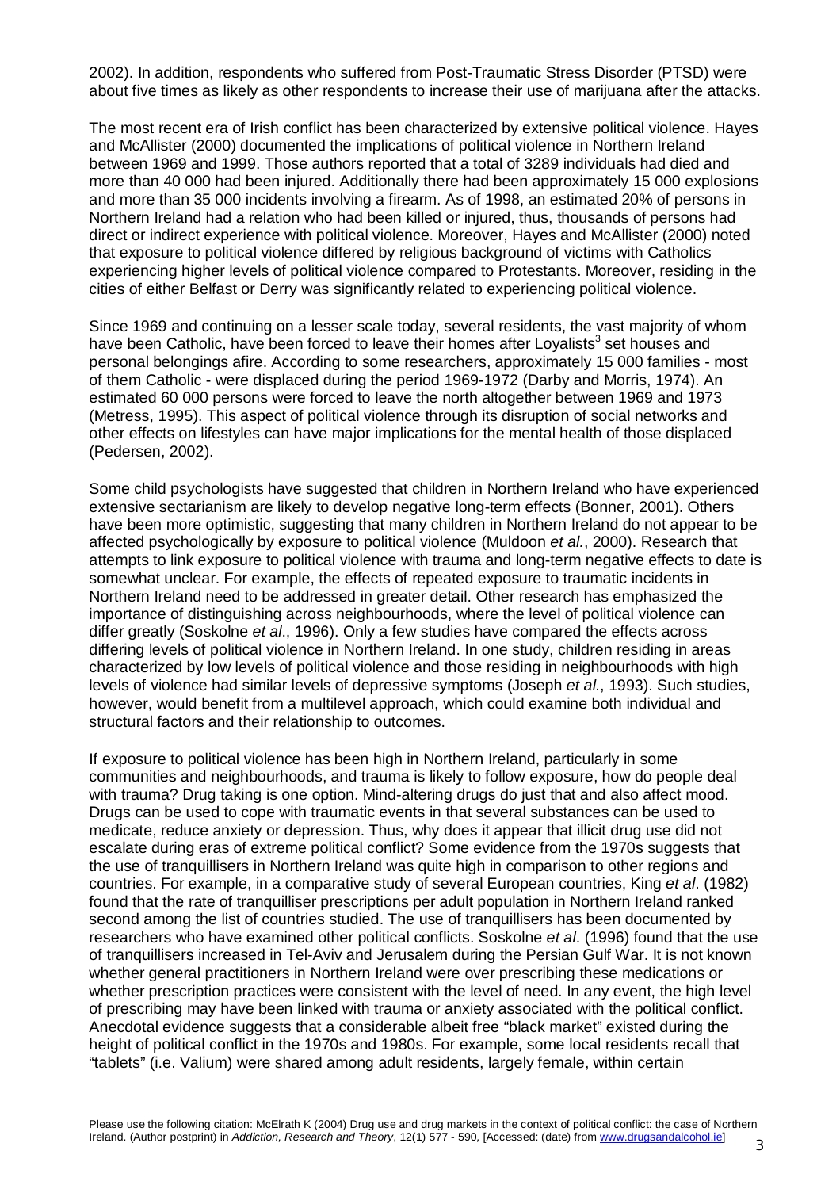2002). In addition, respondents who suffered from Post-Traumatic Stress Disorder (PTSD) were about five times as likely as other respondents to increase their use of marijuana after the attacks.

The most recent era of Irish conflict has been characterized by extensive political violence. Hayes and McAllister (2000) documented the implications of political violence in Northern Ireland between 1969 and 1999. Those authors reported that a total of 3289 individuals had died and more than 40 000 had been injured. Additionally there had been approximately 15 000 explosions and more than 35 000 incidents involving a firearm. As of 1998, an estimated 20% of persons in Northern Ireland had a relation who had been killed or injured, thus, thousands of persons had direct or indirect experience with political violence. Moreover, Hayes and McAllister (2000) noted that exposure to political violence differed by religious background of victims with Catholics experiencing higher levels of political violence compared to Protestants. Moreover, residing in the cities of either Belfast or Derry was significantly related to experiencing political violence.

Since 1969 and continuing on a lesser scale today, several residents, the vast majority of whom have been Catholic, have been forced to leave their homes after Loyalists[3] set houses and personal belongings afire. According to some researchers, approximately 15 000 families - most of them Catholic - were displaced during the period 1969-1972 (Darby and Morris, 1974). An estimated 60 000 persons were forced to leave the north altogether between 1969 and 1973 (Metress, 1995). This aspect of political violence through its disruption of social networks and other effects on lifestyles can have major implications for the mental health of those displaced (Pedersen, 2002).

Some child psychologists have suggested that children in Northern Ireland who have experienced extensive sectarianism are likely to develop negative long-term effects (Bonner, 2001). Others have been more optimistic, suggesting that many children in Northern Ireland do not appear to be affected psychologically by exposure to political violence (Muldoon *et al.*, 2000). Research that attempts to link exposure to political violence with trauma and long-term negative effects to date is somewhat unclear. For example, the effects of repeated exposure to traumatic incidents in Northern Ireland need to be addressed in greater detail. Other research has emphasized the importance of distinguishing across neighbourhoods, where the level of political violence can differ greatly (Soskolne *et al*., 1996). Only a few studies have compared the effects across differing levels of political violence in Northern Ireland. In one study, children residing in areas characterized by low levels of political violence and those residing in neighbourhoods with high levels of violence had similar levels of depressive symptoms (Joseph *et al.*, 1993). Such studies, however, would benefit from a multilevel approach, which could examine both individual and structural factors and their relationship to outcomes.

If exposure to political violence has been high in Northern Ireland, particularly in some communities and neighbourhoods, and trauma is likely to follow exposure, how do people deal with trauma? Drug taking is one option. Mind-altering drugs do just that and also affect mood. Drugs can be used to cope with traumatic events in that several substances can be used to medicate, reduce anxiety or depression. Thus, why does it appear that illicit drug use did not escalate during eras of extreme political conflict? Some evidence from the 1970s suggests that the use of tranquillisers in Northern Ireland was quite high in comparison to other regions and countries. For example, in a comparative study of several European countries, King *et al*. (1982) found that the rate of tranquilliser prescriptions per adult population in Northern Ireland ranked second among the list of countries studied. The use of tranquillisers has been documented by researchers who have examined other political conflicts. Soskolne *et al*. (1996) found that the use of tranquillisers increased in Tel-Aviv and Jerusalem during the Persian Gulf War. It is not known whether general practitioners in Northern Ireland were over prescribing these medications or whether prescription practices were consistent with the level of need. In any event, the high level of prescribing may have been linked with trauma or anxiety associated with the political conflict. Anecdotal evidence suggests that a considerable albeit free "black market" existed during the height of political conflict in the 1970s and 1980s. For example, some local residents recall that "tablets" (i.e. Valium) were shared among adult residents, largely female, within certain

Please use the following citation: McElrath K (2004) Drug use and drug markets in the context of political conflict: the case of Northern Ireland. (Author postprint) in *Addiction, Research and Theory*, 12(1) 577 - 590, [Accessed: (date) from www.drugsandalcohol.ie]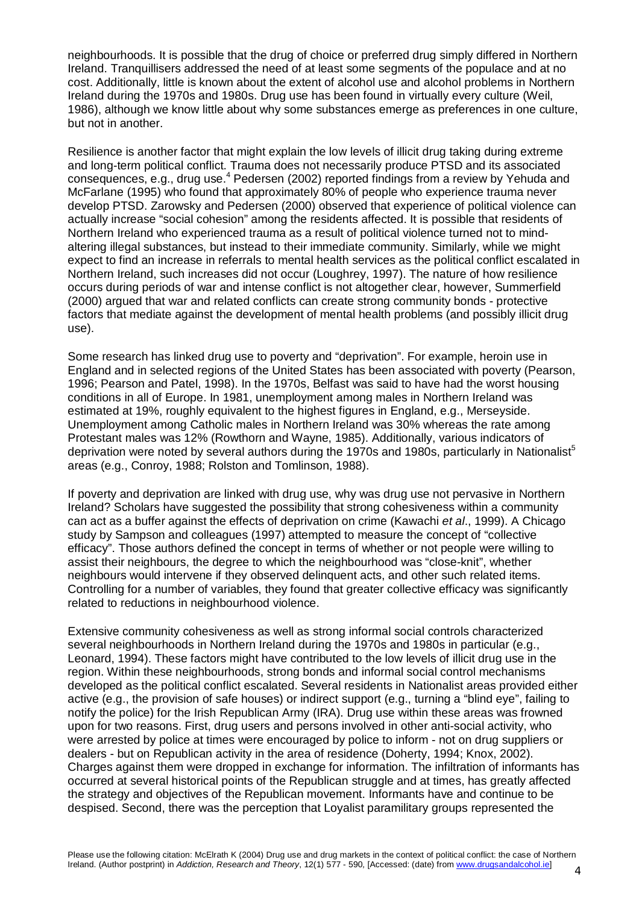neighbourhoods. It is possible that the drug of choice or preferred drug simply differed in Northern Ireland. Tranquillisers addressed the need of at least some segments of the populace and at no cost. Additionally, little is known about the extent of alcohol use and alcohol problems in Northern Ireland during the 1970s and 1980s. Drug use has been found in virtually every culture (Weil, 1986), although we know little about why some substances emerge as preferences in one culture, but not in another.

Resilience is another factor that might explain the low levels of illicit drug taking during extreme and long-term political conflict. Trauma does not necessarily produce PTSD and its associated consequences, e.g., drug use.[4] Pedersen (2002) reported findings from a review by Yehuda and McFarlane (1995) who found that approximately 80% of people who experience trauma never develop PTSD. Zarowsky and Pedersen (2000) observed that experience of political violence can actually increase "social cohesion" among the residents affected. It is possible that residents of Northern Ireland who experienced trauma as a result of political violence turned not to mind-altering illegal substances, but instead to their immediate community. Similarly, while we might expect to find an increase in referrals to mental health services as the political conflict escalated in Northern Ireland, such increases did not occur (Loughrey, 1997). The nature of how resilience occurs during periods of war and intense conflict is not altogether clear, however, Summerfield (2000) argued that war and related conflicts can create strong community bonds - protective factors that mediate against the development of mental health problems (and possibly illicit drug use).

Some research has linked drug use to poverty and "deprivation". For example, heroin use in England and in selected regions of the United States has been associated with poverty (Pearson, 1996; Pearson and Patel, 1998). In the 1970s, Belfast was said to have had the worst housing conditions in all of Europe. In 1981, unemployment among males in Northern Ireland was estimated at 19%, roughly equivalent to the highest figures in England, e.g., Merseyside. Unemployment among Catholic males in Northern Ireland was 30% whereas the rate among Protestant males was 12% (Rowthorn and Wayne, 1985). Additionally, various indicators of deprivation were noted by several authors during the 1970s and 1980s, particularly in Nationalist[5] areas (e.g., Conroy, 1988; Rolston and Tomlinson, 1988).

If poverty and deprivation are linked with drug use, why was drug use not pervasive in Northern Ireland? Scholars have suggested the possibility that strong cohesiveness within a community can act as a buffer against the effects of deprivation on crime (Kawachi *et al*., 1999). A Chicago study by Sampson and colleagues (1997) attempted to measure the concept of "collective efficacy". Those authors defined the concept in terms of whether or not people were willing to assist their neighbours, the degree to which the neighbourhood was "close-knit", whether neighbours would intervene if they observed delinquent acts, and other such related items. Controlling for a number of variables, they found that greater collective efficacy was significantly related to reductions in neighbourhood violence.

Extensive community cohesiveness as well as strong informal social controls characterized several neighbourhoods in Northern Ireland during the 1970s and 1980s in particular (e.g., Leonard, 1994). These factors might have contributed to the low levels of illicit drug use in the region. Within these neighbourhoods, strong bonds and informal social control mechanisms developed as the political conflict escalated. Several residents in Nationalist areas provided either active (e.g., the provision of safe houses) or indirect support (e.g., turning a "blind eye", failing to notify the police) for the Irish Republican Army (IRA). Drug use within these areas was frowned upon for two reasons. First, drug users and persons involved in other anti-social activity, who were arrested by police at times were encouraged by police to inform - not on drug suppliers or dealers - but on Republican activity in the area of residence (Doherty, 1994; Knox, 2002). Charges against them were dropped in exchange for information. The infiltration of informants has occurred at several historical points of the Republican struggle and at times, has greatly affected the strategy and objectives of the Republican movement. Informants have and continue to be despised. Second, there was the perception that Loyalist paramilitary groups represented the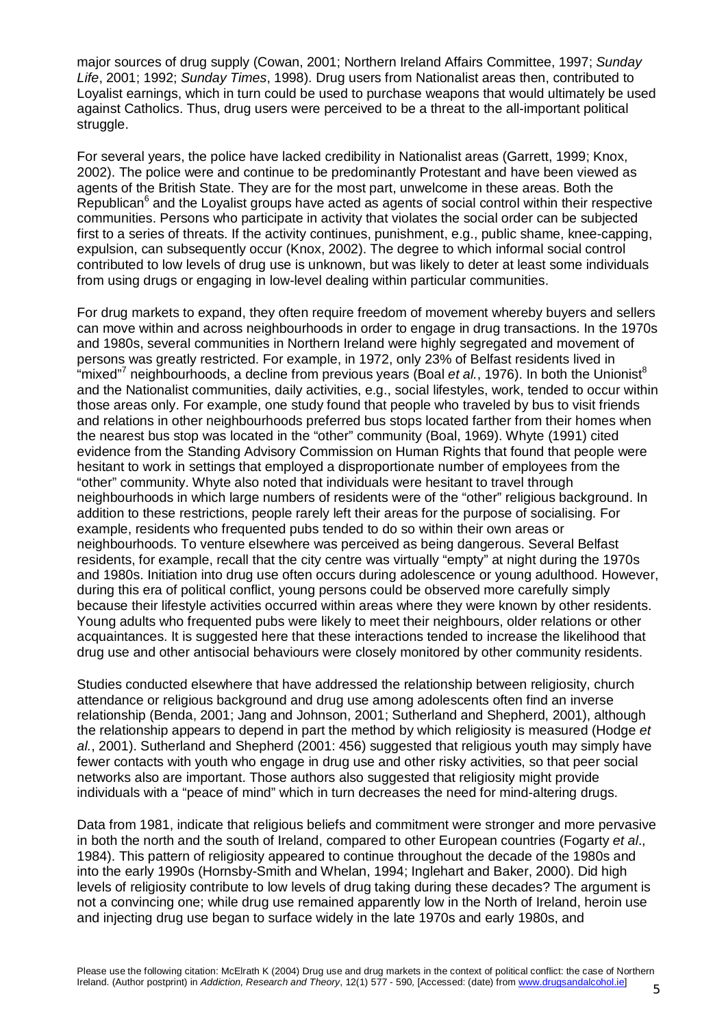major sources of drug supply (Cowan, 2001; Northern Ireland Affairs Committee, 1997; *Sunday Life*, 2001; 1992; *Sunday Times*, 1998). Drug users from Nationalist areas then, contributed to Loyalist earnings, which in turn could be used to purchase weapons that would ultimately be used against Catholics. Thus, drug users were perceived to be a threat to the all-important political struggle.

For several years, the police have lacked credibility in Nationalist areas (Garrett, 1999; Knox, 2002). The police were and continue to be predominantly Protestant and have been viewed as agents of the British State. They are for the most part, unwelcome in these areas. Both the Republican[6] and the Loyalist groups have acted as agents of social control within their respective communities. Persons who participate in activity that violates the social order can be subjected first to a series of threats. If the activity continues, punishment, e.g., public shame, knee-capping, expulsion, can subsequently occur (Knox, 2002). The degree to which informal social control contributed to low levels of drug use is unknown, but was likely to deter at least some individuals from using drugs or engaging in low-level dealing within particular communities.

For drug markets to expand, they often require freedom of movement whereby buyers and sellers can move within and across neighbourhoods in order to engage in drug transactions. In the 1970s and 1980s, several communities in Northern Ireland were highly segregated and movement of persons was greatly restricted. For example, in 1972, only 23% of Belfast residents lived in "mixed"[7] neighbourhoods, a decline from previous years (Boal *et al.*, 1976). In both the Unionist[8] and the Nationalist communities, daily activities, e.g., social lifestyles, work, tended to occur within those areas only. For example, one study found that people who traveled by bus to visit friends and relations in other neighbourhoods preferred bus stops located farther from their homes when the nearest bus stop was located in the "other" community (Boal, 1969). Whyte (1991) cited evidence from the Standing Advisory Commission on Human Rights that found that people were hesitant to work in settings that employed a disproportionate number of employees from the "other" community. Whyte also noted that individuals were hesitant to travel through neighbourhoods in which large numbers of residents were of the "other" religious background. In addition to these restrictions, people rarely left their areas for the purpose of socialising. For example, residents who frequented pubs tended to do so within their own areas or neighbourhoods. To venture elsewhere was perceived as being dangerous. Several Belfast residents, for example, recall that the city centre was virtually "empty" at night during the 1970s and 1980s. Initiation into drug use often occurs during adolescence or young adulthood. However, during this era of political conflict, young persons could be observed more carefully simply because their lifestyle activities occurred within areas where they were known by other residents. Young adults who frequented pubs were likely to meet their neighbours, older relations or other acquaintances. It is suggested here that these interactions tended to increase the likelihood that drug use and other antisocial behaviours were closely monitored by other community residents.

Studies conducted elsewhere that have addressed the relationship between religiosity, church attendance or religious background and drug use among adolescents often find an inverse relationship (Benda, 2001; Jang and Johnson, 2001; Sutherland and Shepherd, 2001), although the relationship appears to depend in part the method by which religiosity is measured (Hodge *et al.*, 2001). Sutherland and Shepherd (2001: 456) suggested that religious youth may simply have fewer contacts with youth who engage in drug use and other risky activities, so that peer social networks also are important. Those authors also suggested that religiosity might provide individuals with a "peace of mind" which in turn decreases the need for mind-altering drugs.

Data from 1981, indicate that religious beliefs and commitment were stronger and more pervasive in both the north and the south of Ireland, compared to other European countries (Fogarty *et al*., 1984). This pattern of religiosity appeared to continue throughout the decade of the 1980s and into the early 1990s (Hornsby-Smith and Whelan, 1994; Inglehart and Baker, 2000). Did high levels of religiosity contribute to low levels of drug taking during these decades? The argument is not a convincing one; while drug use remained apparently low in the North of Ireland, heroin use and injecting drug use began to surface widely in the late 1970s and early 1980s, and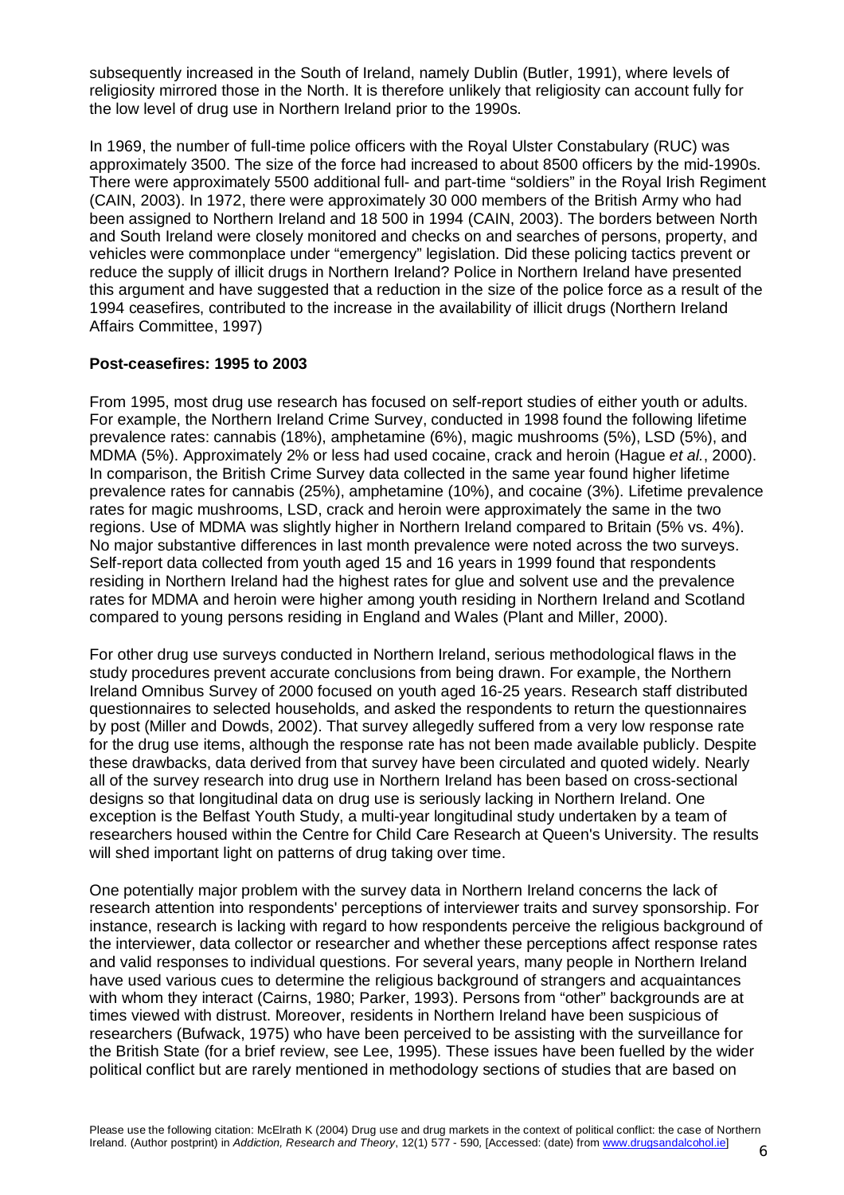subsequently increased in the South of Ireland, namely Dublin (Butler, 1991), where levels of religiosity mirrored those in the North. It is therefore unlikely that religiosity can account fully for the low level of drug use in Northern Ireland prior to the 1990s.

In 1969, the number of full-time police officers with the Royal Ulster Constabulary (RUC) was approximately 3500. The size of the force had increased to about 8500 officers by the mid-1990s. There were approximately 5500 additional full- and part-time "soldiers" in the Royal Irish Regiment (CAIN, 2003). In 1972, there were approximately 30 000 members of the British Army who had been assigned to Northern Ireland and 18 500 in 1994 (CAIN, 2003). The borders between North and South Ireland were closely monitored and checks on and searches of persons, property, and vehicles were commonplace under "emergency" legislation. Did these policing tactics prevent or reduce the supply of illicit drugs in Northern Ireland? Police in Northern Ireland have presented this argument and have suggested that a reduction in the size of the police force as a result of the 1994 ceasefires, contributed to the increase in the availability of illicit drugs (Northern Ireland Affairs Committee, 1997)

**Post-ceasefires: 1995 to 2003**

From 1995, most drug use research has focused on self-report studies of either youth or adults. For example, the Northern Ireland Crime Survey, conducted in 1998 found the following lifetime prevalence rates: cannabis (18%), amphetamine (6%), magic mushrooms (5%), LSD (5%), and MDMA (5%). Approximately 2% or less had used cocaine, crack and heroin (Hague *et al.*, 2000). In comparison, the British Crime Survey data collected in the same year found higher lifetime prevalence rates for cannabis (25%), amphetamine (10%), and cocaine (3%). Lifetime prevalence rates for magic mushrooms, LSD, crack and heroin were approximately the same in the two regions. Use of MDMA was slightly higher in Northern Ireland compared to Britain (5% vs. 4%). No major substantive differences in last month prevalence were noted across the two surveys. Self-report data collected from youth aged 15 and 16 years in 1999 found that respondents residing in Northern Ireland had the highest rates for glue and solvent use and the prevalence rates for MDMA and heroin were higher among youth residing in Northern Ireland and Scotland compared to young persons residing in England and Wales (Plant and Miller, 2000).

For other drug use surveys conducted in Northern Ireland, serious methodological flaws in the study procedures prevent accurate conclusions from being drawn. For example, the Northern Ireland Omnibus Survey of 2000 focused on youth aged 16-25 years. Research staff distributed questionnaires to selected households, and asked the respondents to return the questionnaires by post (Miller and Dowds, 2002). That survey allegedly suffered from a very low response rate for the drug use items, although the response rate has not been made available publicly. Despite these drawbacks, data derived from that survey have been circulated and quoted widely. Nearly all of the survey research into drug use in Northern Ireland has been based on cross-sectional designs so that longitudinal data on drug use is seriously lacking in Northern Ireland. One exception is the Belfast Youth Study, a multi-year longitudinal study undertaken by a team of researchers housed within the Centre for Child Care Research at Queen's University. The results will shed important light on patterns of drug taking over time.

One potentially major problem with the survey data in Northern Ireland concerns the lack of research attention into respondents' perceptions of interviewer traits and survey sponsorship. For instance, research is lacking with regard to how respondents perceive the religious background of the interviewer, data collector or researcher and whether these perceptions affect response rates and valid responses to individual questions. For several years, many people in Northern Ireland have used various cues to determine the religious background of strangers and acquaintances with whom they interact (Cairns, 1980; Parker, 1993). Persons from "other" backgrounds are at times viewed with distrust. Moreover, residents in Northern Ireland have been suspicious of researchers (Bufwack, 1975) who have been perceived to be assisting with the surveillance for the British State (for a brief review, see Lee, 1995). These issues have been fuelled by the wider political conflict but are rarely mentioned in methodology sections of studies that are based on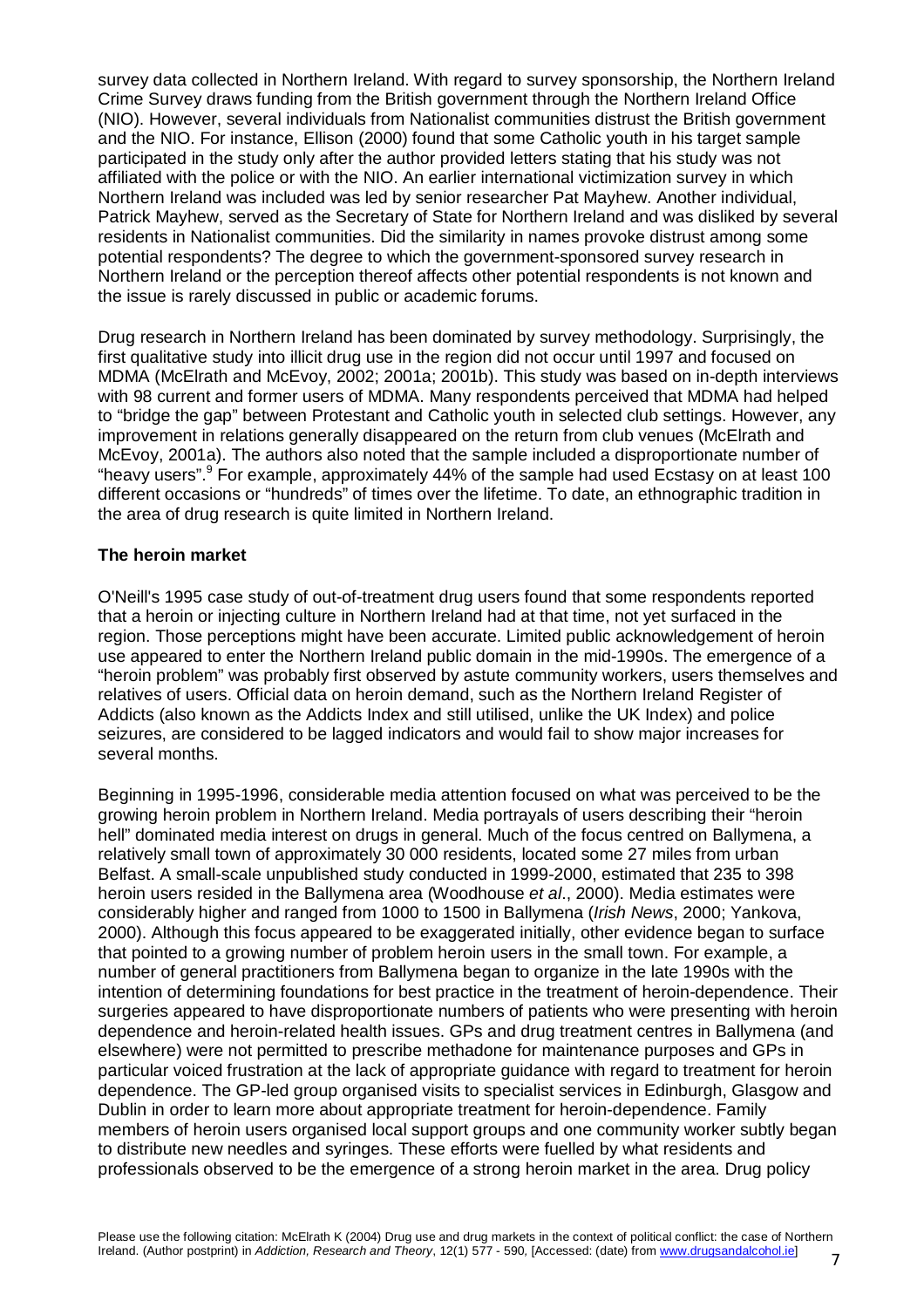survey data collected in Northern Ireland. With regard to survey sponsorship, the Northern Ireland Crime Survey draws funding from the British government through the Northern Ireland Office (NIO). However, several individuals from Nationalist communities distrust the British government and the NIO. For instance, Ellison (2000) found that some Catholic youth in his target sample participated in the study only after the author provided letters stating that his study was not affiliated with the police or with the NIO. An earlier international victimization survey in which Northern Ireland was included was led by senior researcher Pat Mayhew. Another individual, Patrick Mayhew, served as the Secretary of State for Northern Ireland and was disliked by several residents in Nationalist communities. Did the similarity in names provoke distrust among some potential respondents? The degree to which the government-sponsored survey research in Northern Ireland or the perception thereof affects other potential respondents is not known and the issue is rarely discussed in public or academic forums.

Drug research in Northern Ireland has been dominated by survey methodology. Surprisingly, the first qualitative study into illicit drug use in the region did not occur until 1997 and focused on MDMA (McElrath and McEvoy, 2002; 2001a; 2001b). This study was based on in-depth interviews with 98 current and former users of MDMA. Many respondents perceived that MDMA had helped to "bridge the gap" between Protestant and Catholic youth in selected club settings. However, any improvement in relations generally disappeared on the return from club venues (McElrath and McEvoy, 2001a). The authors also noted that the sample included a disproportionate number of "heavy users".[9] For example, approximately 44% of the sample had used Ecstasy on at least 100 different occasions or "hundreds" of times over the lifetime. To date, an ethnographic tradition in the area of drug research is quite limited in Northern Ireland.

### The heroin market

O'Neill's 1995 case study of out-of-treatment drug users found that some respondents reported that a heroin or injecting culture in Northern Ireland had at that time, not yet surfaced in the region. Those perceptions might have been accurate. Limited public acknowledgement of heroin use appeared to enter the Northern Ireland public domain in the mid-1990s. The emergence of a "heroin problem" was probably first observed by astute community workers, users themselves and relatives of users. Official data on heroin demand, such as the Northern Ireland Register of Addicts (also known as the Addicts Index and still utilised, unlike the UK Index) and police seizures, are considered to be lagged indicators and would fail to show major increases for several months.

Beginning in 1995-1996, considerable media attention focused on what was perceived to be the growing heroin problem in Northern Ireland. Media portrayals of users describing their "heroin hell" dominated media interest on drugs in general. Much of the focus centred on Ballymena, a relatively small town of approximately 30 000 residents, located some 27 miles from urban Belfast. A small-scale unpublished study conducted in 1999-2000, estimated that 235 to 398 heroin users resided in the Ballymena area (Woodhouse *et al*., 2000). Media estimates were considerably higher and ranged from 1000 to 1500 in Ballymena (*Irish News*, 2000; Yankova, 2000). Although this focus appeared to be exaggerated initially, other evidence began to surface that pointed to a growing number of problem heroin users in the small town. For example, a number of general practitioners from Ballymena began to organize in the late 1990s with the intention of determining foundations for best practice in the treatment of heroin-dependence. Their surgeries appeared to have disproportionate numbers of patients who were presenting with heroin dependence and heroin-related health issues. GPs and drug treatment centres in Ballymena (and elsewhere) were not permitted to prescribe methadone for maintenance purposes and GPs in particular voiced frustration at the lack of appropriate guidance with regard to treatment for heroin dependence. The GP-led group organised visits to specialist services in Edinburgh, Glasgow and Dublin in order to learn more about appropriate treatment for heroin-dependence. Family members of heroin users organised local support groups and one community worker subtly began to distribute new needles and syringes. These efforts were fuelled by what residents and professionals observed to be the emergence of a strong heroin market in the area. Drug policy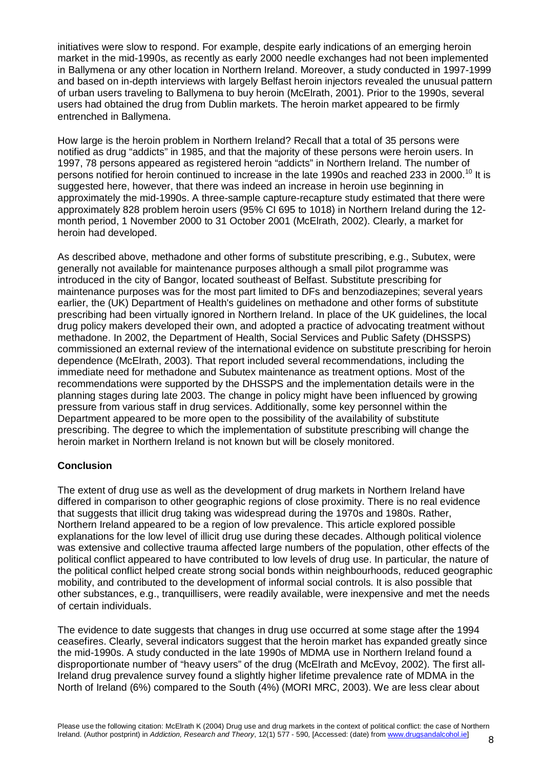initiatives were slow to respond. For example, despite early indications of an emerging heroin market in the mid-1990s, as recently as early 2000 needle exchanges had not been implemented in Ballymena or any other location in Northern Ireland. Moreover, a study conducted in 1997-1999 and based on in-depth interviews with largely Belfast heroin injectors revealed the unusual pattern of urban users traveling to Ballymena to buy heroin (McElrath, 2001). Prior to the 1990s, several users had obtained the drug from Dublin markets. The heroin market appeared to be firmly entrenched in Ballymena.

How large is the heroin problem in Northern Ireland? Recall that a total of 35 persons were notified as drug "addicts" in 1985, and that the majority of these persons were heroin users. In 1997, 78 persons appeared as registered heroin "addicts" in Northern Ireland. The number of persons notified for heroin continued to increase in the late 1990s and reached 233 in 2000.[10] It is suggested here, however, that there was indeed an increase in heroin use beginning in approximately the mid-1990s. A three-sample capture-recapture study estimated that there were approximately 828 problem heroin users (95% CI 695 to 1018) in Northern Ireland during the 12-month period, 1 November 2000 to 31 October 2001 (McElrath, 2002). Clearly, a market for heroin had developed.

As described above, methadone and other forms of substitute prescribing, e.g., Subutex, were generally not available for maintenance purposes although a small pilot programme was introduced in the city of Bangor, located southeast of Belfast. Substitute prescribing for maintenance purposes was for the most part limited to DFs and benzodiazepines; several years earlier, the (UK) Department of Health's guidelines on methadone and other forms of substitute prescribing had been virtually ignored in Northern Ireland. In place of the UK guidelines, the local drug policy makers developed their own, and adopted a practice of advocating treatment without methadone. In 2002, the Department of Health, Social Services and Public Safety (DHSSPS) commissioned an external review of the international evidence on substitute prescribing for heroin dependence (McElrath, 2003). That report included several recommendations, including the immediate need for methadone and Subutex maintenance as treatment options. Most of the recommendations were supported by the DHSSPS and the implementation details were in the planning stages during late 2003. The change in policy might have been influenced by growing pressure from various staff in drug services. Additionally, some key personnel within the Department appeared to be more open to the possibility of the availability of substitute prescribing. The degree to which the implementation of substitute prescribing will change the heroin market in Northern Ireland is not known but will be closely monitored.

## Conclusion

The extent of drug use as well as the development of drug markets in Northern Ireland have differed in comparison to other geographic regions of close proximity. There is no real evidence that suggests that illicit drug taking was widespread during the 1970s and 1980s. Rather, Northern Ireland appeared to be a region of low prevalence. This article explored possible explanations for the low level of illicit drug use during these decades. Although political violence was extensive and collective trauma affected large numbers of the population, other effects of the political conflict appeared to have contributed to low levels of drug use. In particular, the nature of the political conflict helped create strong social bonds within neighbourhoods, reduced geographic mobility, and contributed to the development of informal social controls. It is also possible that other substances, e.g., tranquillisers, were readily available, were inexpensive and met the needs of certain individuals.

The evidence to date suggests that changes in drug use occurred at some stage after the 1994 ceasefires. Clearly, several indicators suggest that the heroin market has expanded greatly since the mid-1990s. A study conducted in the late 1990s of MDMA use in Northern Ireland found a disproportionate number of "heavy users" of the drug (McElrath and McEvoy, 2002). The first all-Ireland drug prevalence survey found a slightly higher lifetime prevalence rate of MDMA in the North of Ireland (6%) compared to the South (4%) (MORI MRC, 2003). We are less clear about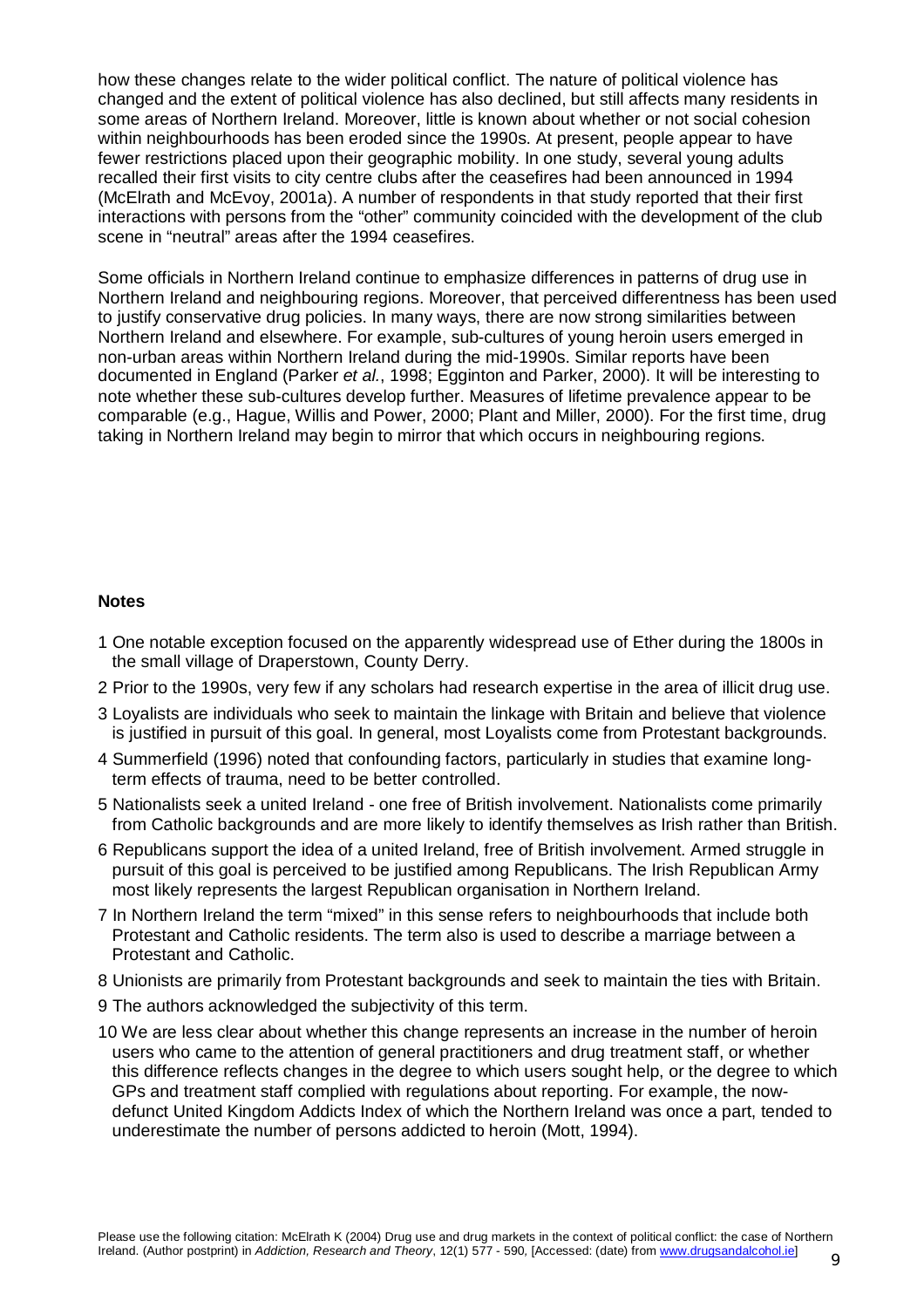how these changes relate to the wider political conflict. The nature of political violence has changed and the extent of political violence has also declined, but still affects many residents in some areas of Northern Ireland. Moreover, little is known about whether or not social cohesion within neighbourhoods has been eroded since the 1990s. At present, people appear to have fewer restrictions placed upon their geographic mobility. In one study, several young adults recalled their first visits to city centre clubs after the ceasefires had been announced in 1994 (McElrath and McEvoy, 2001a). A number of respondents in that study reported that their first interactions with persons from the "other" community coincided with the development of the club scene in "neutral" areas after the 1994 ceasefires.

Some officials in Northern Ireland continue to emphasize differences in patterns of drug use in Northern Ireland and neighbouring regions. Moreover, that perceived differentness has been used to justify conservative drug policies. In many ways, there are now strong similarities between Northern Ireland and elsewhere. For example, sub-cultures of young heroin users emerged in non-urban areas within Northern Ireland during the mid-1990s. Similar reports have been documented in England (Parker *et al.*, 1998; Egginton and Parker, 2000). It will be interesting to note whether these sub-cultures develop further. Measures of lifetime prevalence appear to be comparable (e.g., Hague, Willis and Power, 2000; Plant and Miller, 2000). For the first time, drug taking in Northern Ireland may begin to mirror that which occurs in neighbouring regions.

**Notes**

1 One notable exception focused on the apparently widespread use of Ether during the 1800s in the small village of Draperstown, County Derry.

2 Prior to the 1990s, very few if any scholars had research expertise in the area of illicit drug use.

3 Loyalists are individuals who seek to maintain the linkage with Britain and believe that violence is justified in pursuit of this goal. In general, most Loyalists come from Protestant backgrounds.

4 Summerfield (1996) noted that confounding factors, particularly in studies that examine long-term effects of trauma, need to be better controlled.

5 Nationalists seek a united Ireland - one free of British involvement. Nationalists come primarily from Catholic backgrounds and are more likely to identify themselves as Irish rather than British.

6 Republicans support the idea of a united Ireland, free of British involvement. Armed struggle in pursuit of this goal is perceived to be justified among Republicans. The Irish Republican Army most likely represents the largest Republican organisation in Northern Ireland.

7 In Northern Ireland the term "mixed" in this sense refers to neighbourhoods that include both Protestant and Catholic residents. The term also is used to describe a marriage between a Protestant and Catholic.

8 Unionists are primarily from Protestant backgrounds and seek to maintain the ties with Britain.

9 The authors acknowledged the subjectivity of this term.

10 We are less clear about whether this change represents an increase in the number of heroin users who came to the attention of general practitioners and drug treatment staff, or whether this difference reflects changes in the degree to which users sought help, or the degree to which GPs and treatment staff complied with regulations about reporting. For example, the now-defunct United Kingdom Addicts Index of which the Northern Ireland was once a part, tended to underestimate the number of persons addicted to heroin (Mott, 1994).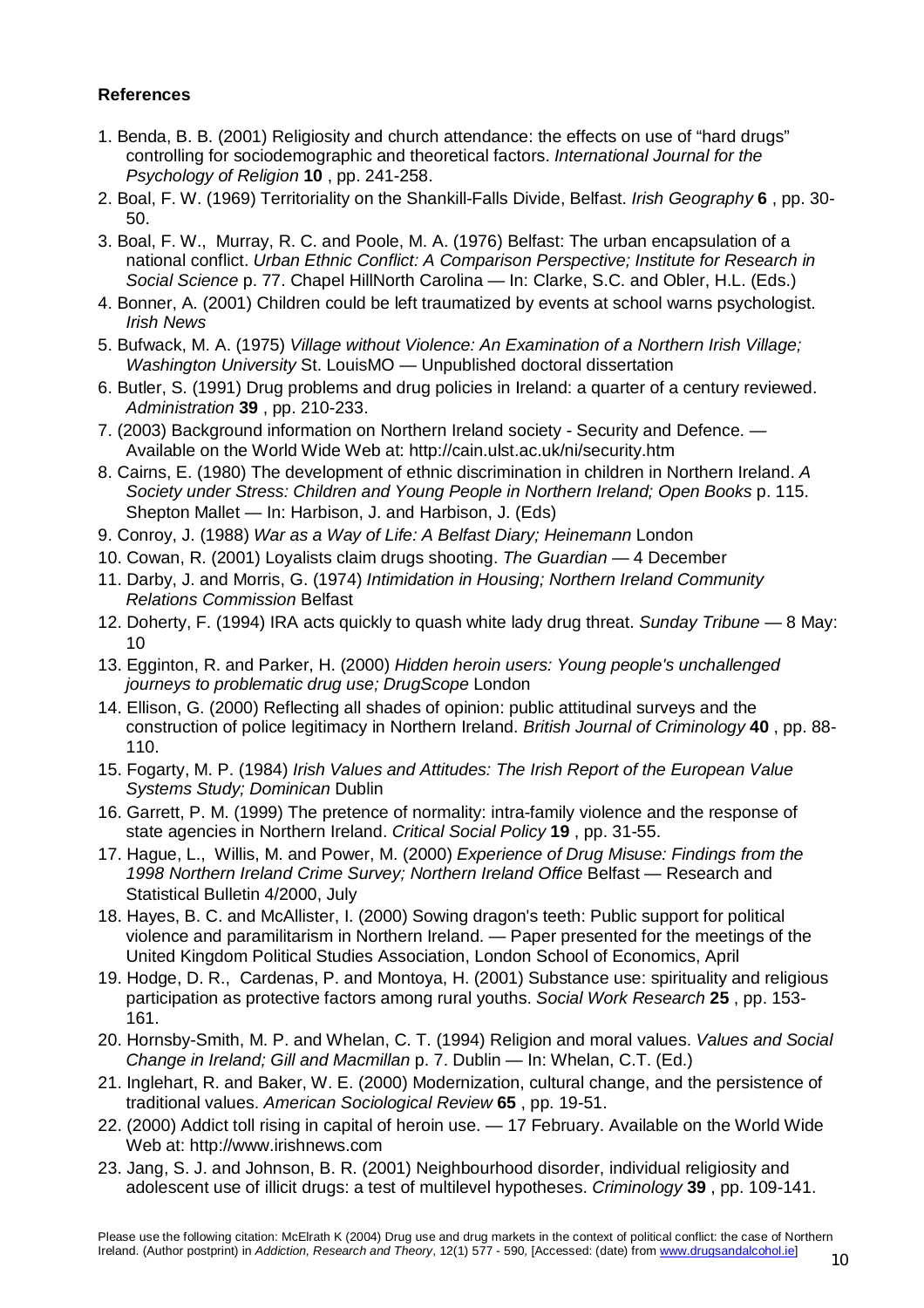**References**

1. Benda, B. B. (2001) Religiosity and church attendance: the effects on use of "hard drugs" controlling for sociodemographic and theoretical factors. *International Journal for the Psychology of Religion* **10** , pp. 241-258.
2. Boal, F. W. (1969) Territoriality on the Shankill-Falls Divide, Belfast. *Irish Geography* **6** , pp. 30-50.
3. Boal, F. W., Murray, R. C. and Poole, M. A. (1976) Belfast: The urban encapsulation of a national conflict. *Urban Ethnic Conflict: A Comparison Perspective; Institute for Research in Social Science* p. 77. Chapel HillNorth Carolina — In: Clarke, S.C. and Obler, H.L. (Eds.)
4. Bonner, A. (2001) Children could be left traumatized by events at school warns psychologist. *Irish News*
5. Bufwack, M. A. (1975) *Village without Violence: An Examination of a Northern Irish Village; Washington University* St. LouisMO — Unpublished doctoral dissertation
6. Butler, S. (1991) Drug problems and drug policies in Ireland: a quarter of a century reviewed. *Administration* **39** , pp. 210-233.
7. (2003) Background information on Northern Ireland society - Security and Defence. — Available on the World Wide Web at: http://cain.ulst.ac.uk/ni/security.htm
8. Cairns, E. (1980) The development of ethnic discrimination in children in Northern Ireland. *A Society under Stress: Children and Young People in Northern Ireland; Open Books* p. 115. Shepton Mallet — In: Harbison, J. and Harbison, J. (Eds)
9. Conroy, J. (1988) *War as a Way of Life: A Belfast Diary; Heinemann* London
10. Cowan, R. (2001) Loyalists claim drugs shooting. *The Guardian* — 4 December
11. Darby, J. and Morris, G. (1974) *Intimidation in Housing; Northern Ireland Community Relations Commission* Belfast
12. Doherty, F. (1994) IRA acts quickly to quash white lady drug threat. *Sunday Tribune* — 8 May: 10
13. Egginton, R. and Parker, H. (2000) *Hidden heroin users: Young people's unchallenged journeys to problematic drug use; DrugScope* London
14. Ellison, G. (2000) Reflecting all shades of opinion: public attitudinal surveys and the construction of police legitimacy in Northern Ireland. *British Journal of Criminology* **40** , pp. 88-110.
15. Fogarty, M. P. (1984) *Irish Values and Attitudes: The Irish Report of the European Value Systems Study; Dominican* Dublin
16. Garrett, P. M. (1999) The pretence of normality: intra-family violence and the response of state agencies in Northern Ireland. *Critical Social Policy* **19** , pp. 31-55.
17. Hague, L., Willis, M. and Power, M. (2000) *Experience of Drug Misuse: Findings from the 1998 Northern Ireland Crime Survey; Northern Ireland Office* Belfast — Research and Statistical Bulletin 4/2000, July
18. Hayes, B. C. and McAllister, I. (2000) Sowing dragon's teeth: Public support for political violence and paramilitarism in Northern Ireland. — Paper presented for the meetings of the United Kingdom Political Studies Association, London School of Economics, April
19. Hodge, D. R., Cardenas, P. and Montoya, H. (2001) Substance use: spirituality and religious participation as protective factors among rural youths. *Social Work Research* **25** , pp. 153-161.
20. Hornsby-Smith, M. P. and Whelan, C. T. (1994) Religion and moral values. *Values and Social Change in Ireland; Gill and Macmillan* p. 7. Dublin — In: Whelan, C.T. (Ed.)
21. Inglehart, R. and Baker, W. E. (2000) Modernization, cultural change, and the persistence of traditional values. *American Sociological Review* **65** , pp. 19-51.
22. (2000) Addict toll rising in capital of heroin use. — 17 February. Available on the World Wide Web at: http://www.irishnews.com
23. Jang, S. J. and Johnson, B. R. (2001) Neighbourhood disorder, individual religiosity and adolescent use of illicit drugs: a test of multilevel hypotheses. *Criminology* **39** , pp. 109-141.

Please use the following citation: McElrath K (2004) Drug use and drug markets in the context of political conflict: the case of Northern Ireland. (Author postprint) in *Addiction, Research and Theory*, 12(1) 577 - 590, [Accessed: (date) from www.drugsandalcohol.ie]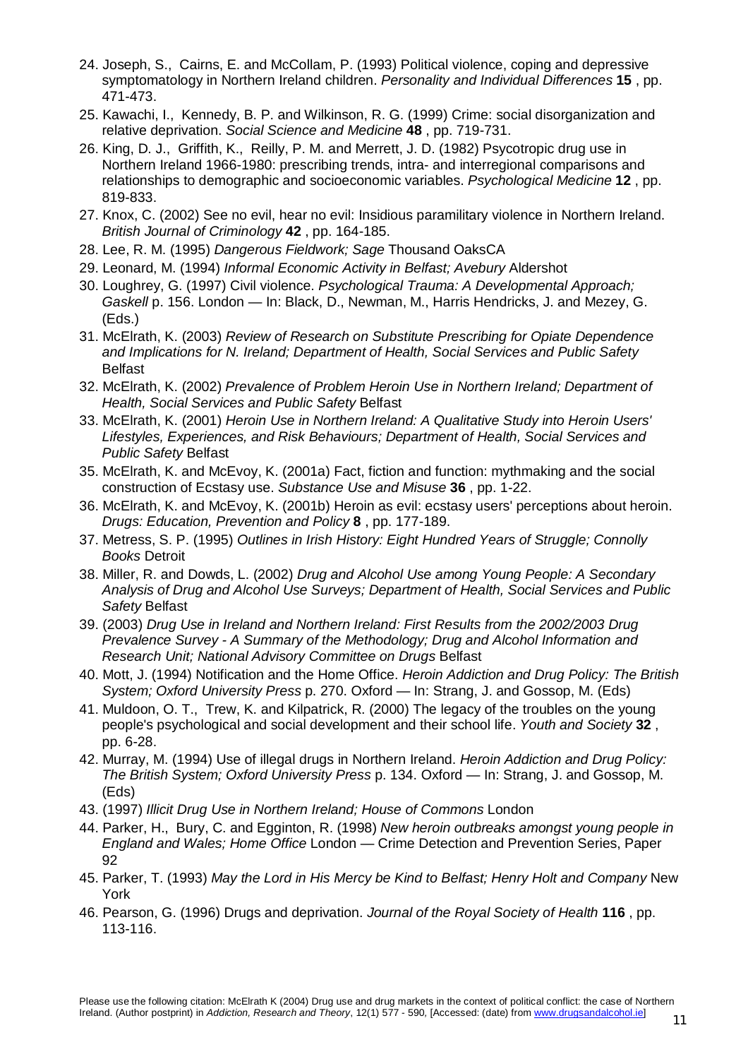24. Joseph, S., Cairns, E. and McCollam, P. (1993) Political violence, coping and depressive symptomatology in Northern Ireland children. *Personality and Individual Differences* **15** , pp. 471-473.
25. Kawachi, I., Kennedy, B. P. and Wilkinson, R. G. (1999) Crime: social disorganization and relative deprivation. *Social Science and Medicine* **48** , pp. 719-731.
26. King, D. J., Griffith, K., Reilly, P. M. and Merrett, J. D. (1982) Psycotropic drug use in Northern Ireland 1966-1980: prescribing trends, intra- and interregional comparisons and relationships to demographic and socioeconomic variables. *Psychological Medicine* **12** , pp. 819-833.
27. Knox, C. (2002) See no evil, hear no evil: Insidious paramilitary violence in Northern Ireland. *British Journal of Criminology* **42** , pp. 164-185.
28. Lee, R. M. (1995) *Dangerous Fieldwork; Sage* Thousand OaksCA
29. Leonard, M. (1994) *Informal Economic Activity in Belfast; Avebury* Aldershot
30. Loughrey, G. (1997) Civil violence. *Psychological Trauma: A Developmental Approach; Gaskell* p. 156. London — In: Black, D., Newman, M., Harris Hendricks, J. and Mezey, G. (Eds.)
31. McElrath, K. (2003) *Review of Research on Substitute Prescribing for Opiate Dependence and Implications for N. Ireland; Department of Health, Social Services and Public Safety* Belfast
32. McElrath, K. (2002) *Prevalence of Problem Heroin Use in Northern Ireland; Department of Health, Social Services and Public Safety* Belfast
33. McElrath, K. (2001) *Heroin Use in Northern Ireland: A Qualitative Study into Heroin Users' Lifestyles, Experiences, and Risk Behaviours; Department of Health, Social Services and Public Safety* Belfast
35. McElrath, K. and McEvoy, K. (2001a) Fact, fiction and function: mythmaking and the social construction of Ecstasy use. *Substance Use and Misuse* **36** , pp. 1-22.
36. McElrath, K. and McEvoy, K. (2001b) Heroin as evil: ecstasy users' perceptions about heroin. *Drugs: Education, Prevention and Policy* **8** , pp. 177-189.
37. Metress, S. P. (1995) *Outlines in Irish History: Eight Hundred Years of Struggle; Connolly Books* Detroit
38. Miller, R. and Dowds, L. (2002) *Drug and Alcohol Use among Young People: A Secondary Analysis of Drug and Alcohol Use Surveys; Department of Health, Social Services and Public Safety* Belfast
39. (2003) *Drug Use in Ireland and Northern Ireland: First Results from the 2002/2003 Drug Prevalence Survey - A Summary of the Methodology; Drug and Alcohol Information and Research Unit; National Advisory Committee on Drugs* Belfast
40. Mott, J. (1994) Notification and the Home Office. *Heroin Addiction and Drug Policy: The British System; Oxford University Press* p. 270. Oxford — In: Strang, J. and Gossop, M. (Eds)
41. Muldoon, O. T., Trew, K. and Kilpatrick, R. (2000) The legacy of the troubles on the young people's psychological and social development and their school life. *Youth and Society* **32** , pp. 6-28.
42. Murray, M. (1994) Use of illegal drugs in Northern Ireland. *Heroin Addiction and Drug Policy: The British System; Oxford University Press* p. 134. Oxford — In: Strang, J. and Gossop, M. (Eds)
43. (1997) *Illicit Drug Use in Northern Ireland; House of Commons* London
44. Parker, H., Bury, C. and Egginton, R. (1998) *New heroin outbreaks amongst young people in England and Wales; Home Office* London — Crime Detection and Prevention Series, Paper 92
45. Parker, T. (1993) *May the Lord in His Mercy be Kind to Belfast; Henry Holt and Company* New York
46. Pearson, G. (1996) Drugs and deprivation. *Journal of the Royal Society of Health* **116** , pp. 113-116.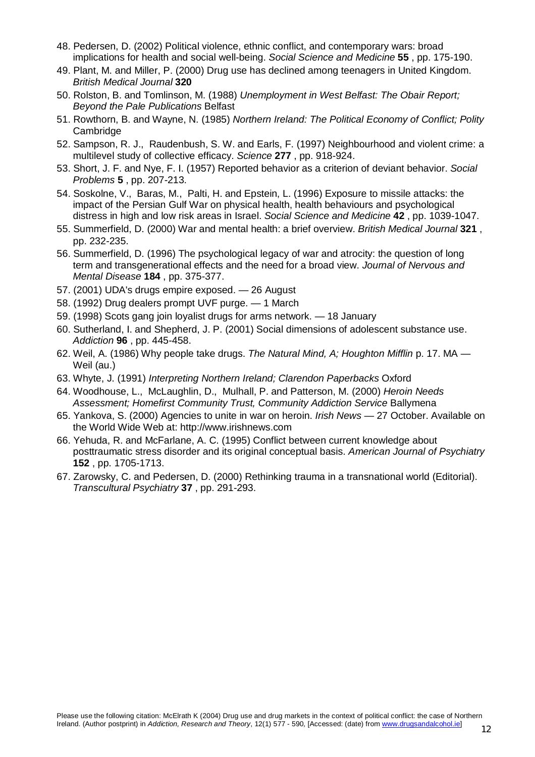48. Pedersen, D. (2002) Political violence, ethnic conflict, and contemporary wars: broad implications for health and social well-being. *Social Science and Medicine* **55** , pp. 175-190.
49. Plant, M. and Miller, P. (2000) Drug use has declined among teenagers in United Kingdom. *British Medical Journal* **320**
50. Rolston, B. and Tomlinson, M. (1988) *Unemployment in West Belfast: The Obair Report; Beyond the Pale Publications* Belfast
51. Rowthorn, B. and Wayne, N. (1985) *Northern Ireland: The Political Economy of Conflict; Polity* Cambridge
52. Sampson, R. J., Raudenbush, S. W. and Earls, F. (1997) Neighbourhood and violent crime: a multilevel study of collective efficacy. *Science* **277** , pp. 918-924.
53. Short, J. F. and Nye, F. I. (1957) Reported behavior as a criterion of deviant behavior. *Social Problems* **5** , pp. 207-213.
54. Soskolne, V., Baras, M., Palti, H. and Epstein, L. (1996) Exposure to missile attacks: the impact of the Persian Gulf War on physical health, health behaviours and psychological distress in high and low risk areas in Israel. *Social Science and Medicine* **42** , pp. 1039-1047.
55. Summerfield, D. (2000) War and mental health: a brief overview. *British Medical Journal* **321** , pp. 232-235.
56. Summerfield, D. (1996) The psychological legacy of war and atrocity: the question of long term and transgenerational effects and the need for a broad view. *Journal of Nervous and Mental Disease* **184** , pp. 375-377.
57. (2001) UDA's drugs empire exposed. — 26 August
58. (1992) Drug dealers prompt UVF purge. — 1 March
59. (1998) Scots gang join loyalist drugs for arms network. — 18 January
60. Sutherland, I. and Shepherd, J. P. (2001) Social dimensions of adolescent substance use. *Addiction* **96** , pp. 445-458.
62. Weil, A. (1986) Why people take drugs. *The Natural Mind, A; Houghton Mifflin* p. 17. MA — Weil (au.)
63. Whyte, J. (1991) *Interpreting Northern Ireland; Clarendon Paperbacks* Oxford
64. Woodhouse, L., McLaughlin, D., Mulhall, P. and Patterson, M. (2000) *Heroin Needs Assessment; Homefirst Community Trust, Community Addiction Service* Ballymena
65. Yankova, S. (2000) Agencies to unite in war on heroin. *Irish News* — 27 October. Available on the World Wide Web at: http://www.irishnews.com
66. Yehuda, R. and McFarlane, A. C. (1995) Conflict between current knowledge about posttraumatic stress disorder and its original conceptual basis. *American Journal of Psychiatry* **152** , pp. 1705-1713.
67. Zarowsky, C. and Pedersen, D. (2000) Rethinking trauma in a transnational world (Editorial). *Transcultural Psychiatry* **37** , pp. 291-293.

Please use the following citation: McElrath K (2004) Drug use and drug markets in the context of political conflict: the case of Northern Ireland. (Author postprint) in *Addiction, Research and Theory*, 12(1) 577 - 590, [Accessed: (date) from www.drugsandalcohol.ie]